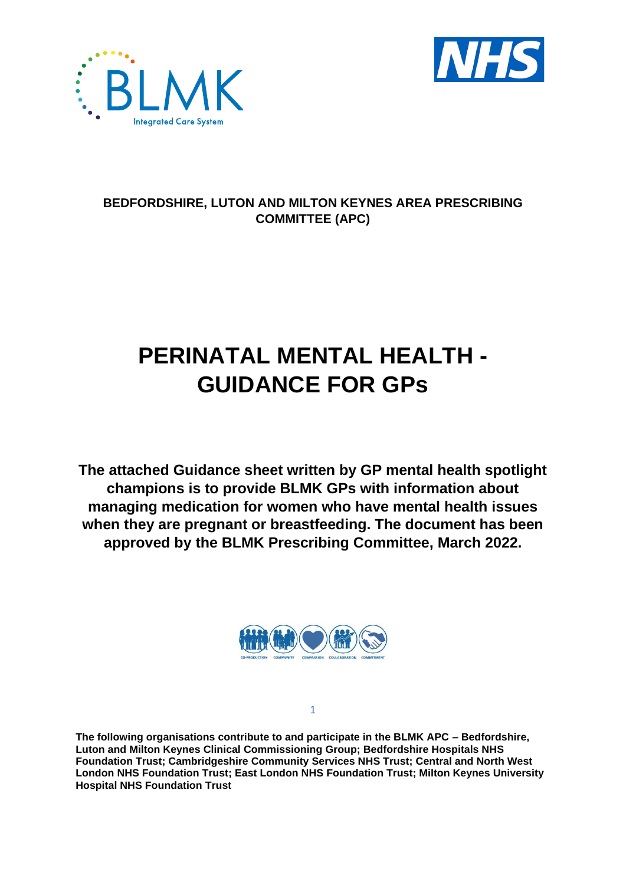**BEDFORDSHIRE, LUTON AND MILTON KEYNES AREA PRESCRIBING COMMITTEE (APC)**

# PERINATAL MENTAL HEALTH - GUIDANCE FOR GPs

**The attached Guidance sheet written by GP mental health spotlight champions is to provide BLMK GPs with information about managing medication for women who have mental health issues when they are pregnant or breastfeeding. The document has been approved by the BLMK Prescribing Committee, March 2022.**

**The following organisations contribute to and participate in the BLMK APC – Bedfordshire, Luton and Milton Keynes Clinical Commissioning Group; Bedfordshire Hospitals NHS Foundation Trust; Cambridgeshire Community Services NHS Trust; Central and North West London NHS Foundation Trust; East London NHS Foundation Trust; Milton Keynes University Hospital NHS Foundation Trust**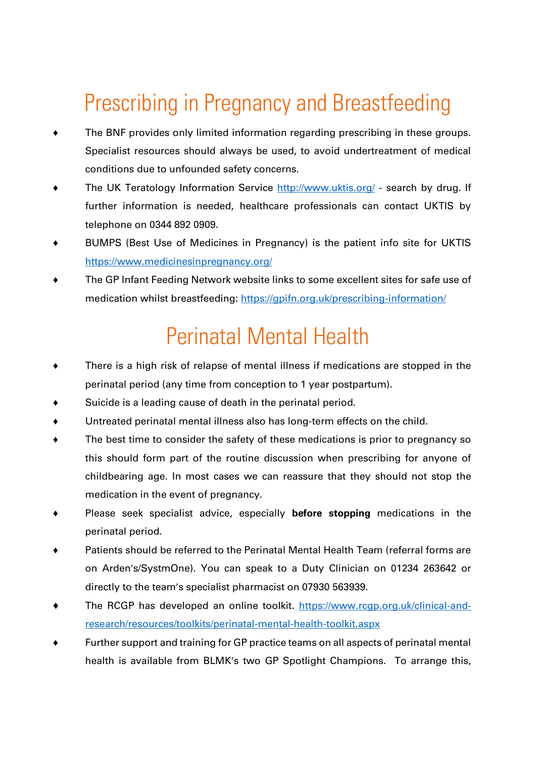# Prescribing in Pregnancy and Breastfeeding

- The BNF provides only limited information regarding prescribing in these groups. Specialist resources should always be used, to avoid undertreatment of medical conditions due to unfounded safety concerns.
- The UK Teratology Information Service http://www.uktis.org/ - search by drug. If further information is needed, healthcare professionals can contact UKTIS by telephone on 0344 892 0909.
- BUMPS (Best Use of Medicines in Pregnancy) is the patient info site for UKTIS https://www.medicinesinpregnancy.org/
- The GP Infant Feeding Network website links to some excellent sites for safe use of medication whilst breastfeeding: https://gpifn.org.uk/prescribing-information/

# Perinatal Mental Health

- There is a high risk of relapse of mental illness if medications are stopped in the perinatal period (any time from conception to 1 year postpartum).
- Suicide is a leading cause of death in the perinatal period.
- Untreated perinatal mental illness also has long-term effects on the child.
- The best time to consider the safety of these medications is prior to pregnancy so this should form part of the routine discussion when prescribing for anyone of childbearing age. In most cases we can reassure that they should not stop the medication in the event of pregnancy.
- Please seek specialist advice, especially **before stopping** medications in the perinatal period.
- Patients should be referred to the Perinatal Mental Health Team (referral forms are on Arden's/SystmOne). You can speak to a Duty Clinician on 01234 263642 or directly to the team's specialist pharmacist on 07930 563939.
- The RCGP has developed an online toolkit. https://www.rcgp.org.uk/clinical-and-research/resources/toolkits/perinatal-mental-health-toolkit.aspx
- Further support and training for GP practice teams on all aspects of perinatal mental health is available from BLMK's two GP Spotlight Champions. To arrange this,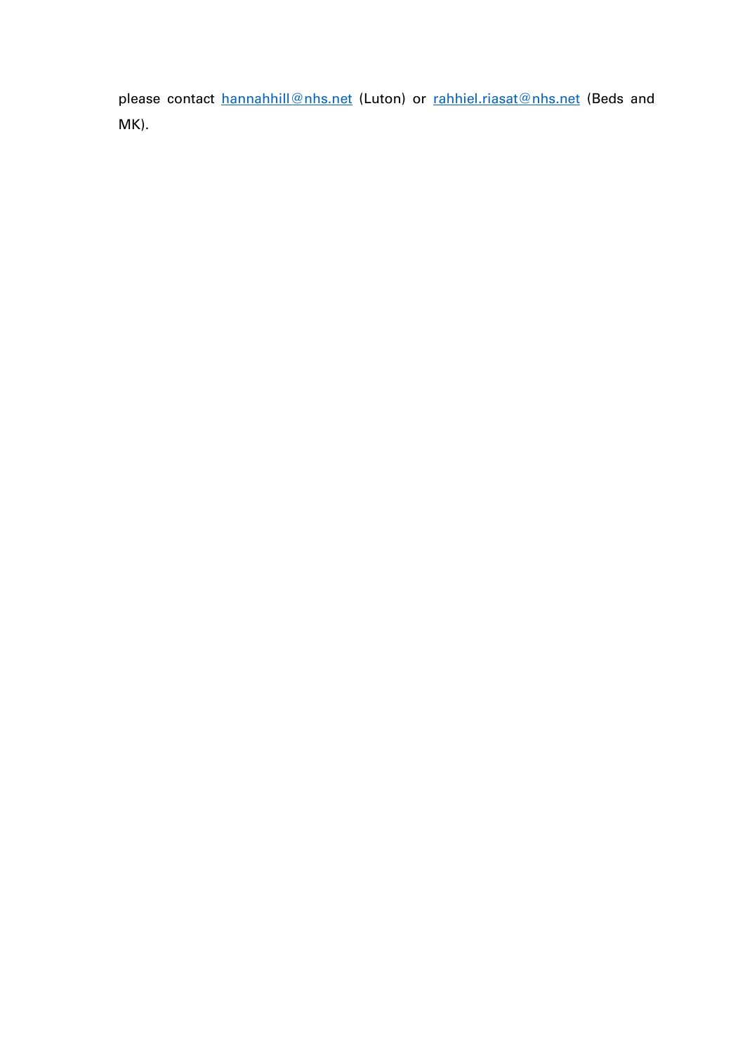please contact [hannahhill@nhs.net](mailto:hannahhill@nhs.net) (Luton) or [rahhiel.riasat@nhs.net](mailto:rahhiel.riasat@nhs.net) (Beds and MK).